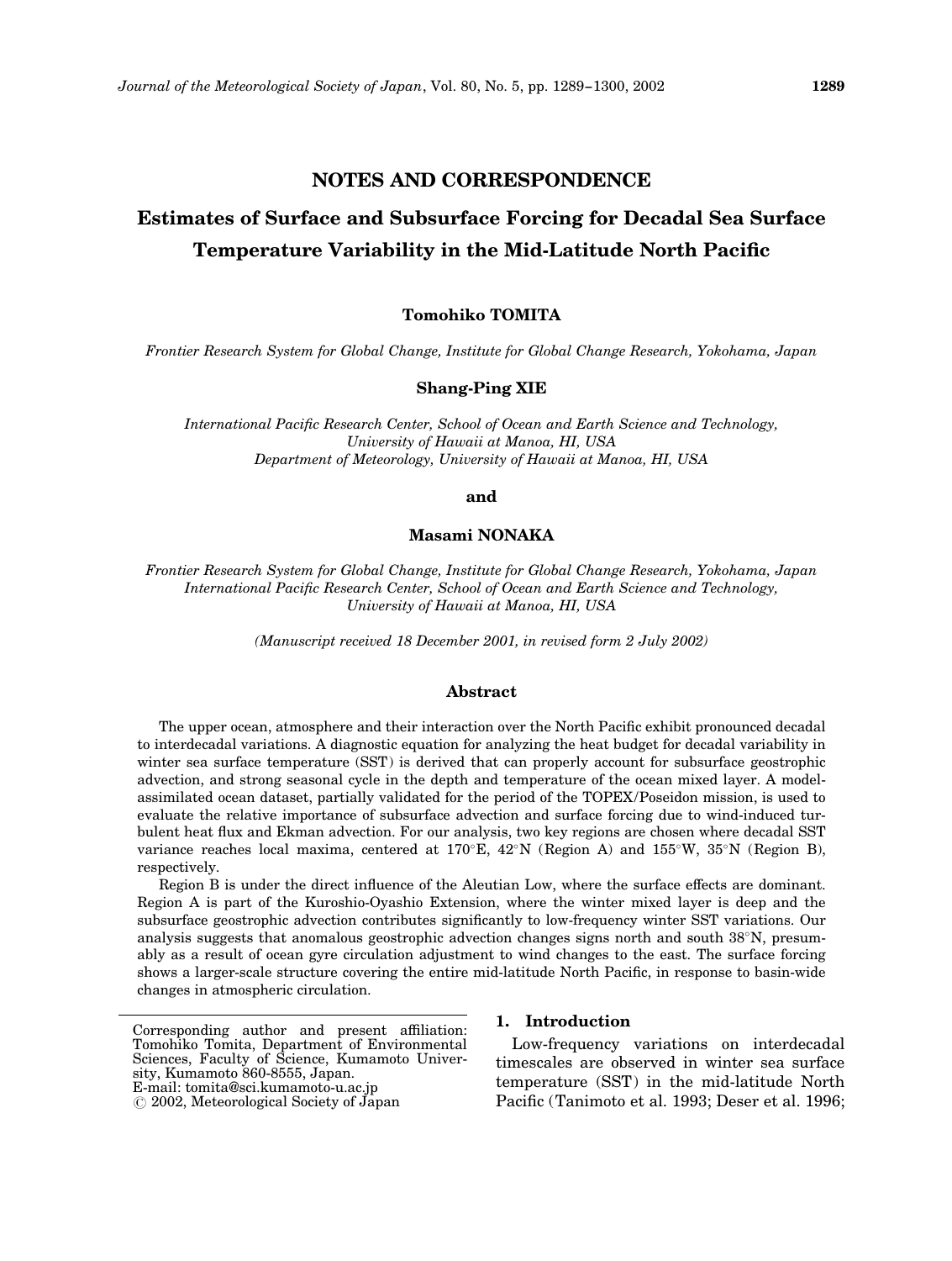## NOTES AND CORRESPONDENCE

# Estimates of Surface and Subsurface Forcing for Decadal Sea Surface Temperature Variability in the Mid-Latitude North Pacific

**Tomohiko TOMITA**

*Frontier Research System for Global Change, Institute for Global Change Research, Yokohama, Japan*

**Shang-Ping XIE**

*International Pacific Research Center, School of Ocean and Earth Science and Technology, University of Hawaii at Manoa, HI, USA*
*Department of Meteorology, University of Hawaii at Manoa, HI, USA*

**and**

**Masami NONAKA**

*Frontier Research System for Global Change, Institute for Global Change Research, Yokohama, Japan*
*International Pacific Research Center, School of Ocean and Earth Science and Technology, University of Hawaii at Manoa, HI, USA*

*(Manuscript received 18 December 2001, in revised form 2 July 2002)*

## Abstract

The upper ocean, atmosphere and their interaction over the North Pacific exhibit pronounced decadal to interdecadal variations. A diagnostic equation for analyzing the heat budget for decadal variability in winter sea surface temperature (SST) is derived that can properly account for subsurface geostrophic advection, and strong seasonal cycle in the depth and temperature of the ocean mixed layer. A model-assimilated ocean dataset, partially validated for the period of the TOPEX/Poseidon mission, is used to evaluate the relative importance of subsurface advection and surface forcing due to wind-induced turbulent heat flux and Ekman advection. For our analysis, two key regions are chosen where decadal SST variance reaches local maxima, centered at 170°E, 42°N (Region A) and 155°W, 35°N (Region B), respectively.

Region B is under the direct influence of the Aleutian Low, where the surface effects are dominant. Region A is part of the Kuroshio-Oyashio Extension, where the winter mixed layer is deep and the subsurface geostrophic advection contributes significantly to low-frequency winter SST variations. Our analysis suggests that anomalous geostrophic advection changes signs north and south 38°N, presumably as a result of ocean gyre circulation adjustment to wind changes to the east. The surface forcing shows a larger-scale structure covering the entire mid-latitude North Pacific, in response to basin-wide changes in atmospheric circulation.

## 1. Introduction

Low-frequency variations on interdecadal timescales are observed in winter sea surface temperature (SST) in the mid-latitude North Pacific (Tanimoto et al. 1993; Deser et al. 1996;

---

Corresponding author and present affiliation: Tomohiko Tomita, Department of Environmental Sciences, Faculty of Science, Kumamoto University, Kumamoto 860-8555, Japan.
E-mail: tomita@sci.kumamoto-u.ac.jp
© 2002, Meteorological Society of Japan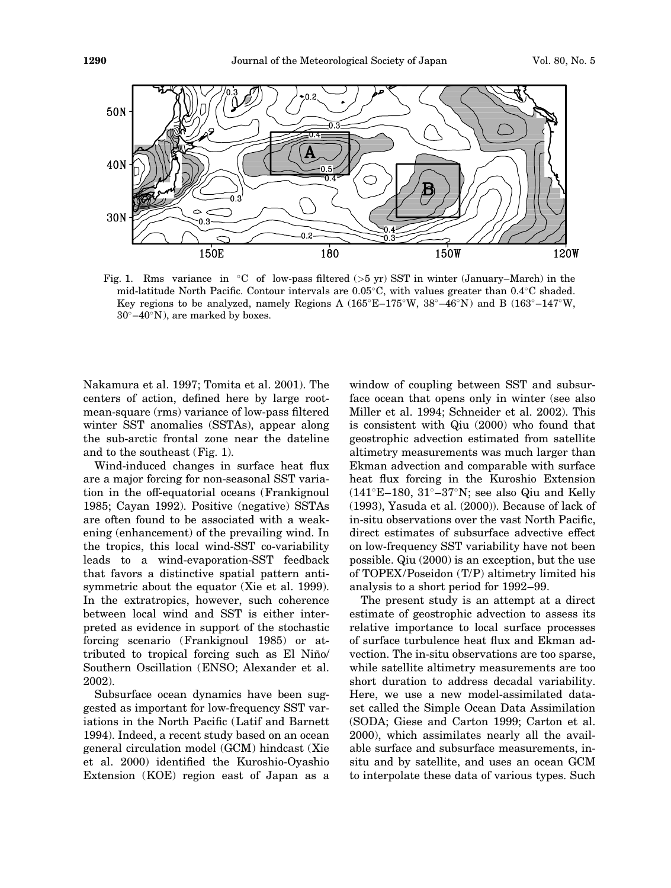Fig. 1. Rms variance in °C of low-pass filtered (>5 yr) SST in winter (January–March) in the mid-latitude North Pacific. Contour intervals are 0.05°C, with values greater than 0.4°C shaded. Key regions to be analyzed, namely Regions A (165°E–175°W, 38°–46°N) and B (163°–147°W, 30°–40°N), are marked by boxes.

Nakamura et al. 1997; Tomita et al. 2001). The centers of action, defined here by large root-mean-square (rms) variance of low-pass filtered winter SST anomalies (SSTAs), appear along the sub-arctic frontal zone near the dateline and to the southeast (Fig. 1).

Wind-induced changes in surface heat flux are a major forcing for non-seasonal SST variation in the off-equatorial oceans (Frankignoul 1985; Cayan 1992). Positive (negative) SSTAs are often found to be associated with a weakening (enhancement) of the prevailing wind. In the tropics, this local wind-SST co-variability leads to a wind-evaporation-SST feedback that favors a distinctive spatial pattern antisymmetric about the equator (Xie et al. 1999). In the extratropics, however, such coherence between local wind and SST is either interpreted as evidence in support of the stochastic forcing scenario (Frankignoul 1985) or attributed to tropical forcing such as El Niño/Southern Oscillation (ENSO; Alexander et al. 2002).

Subsurface ocean dynamics have been suggested as important for low-frequency SST variations in the North Pacific (Latif and Barnett 1994). Indeed, a recent study based on an ocean general circulation model (GCM) hindcast (Xie et al. 2000) identified the Kuroshio-Oyashio Extension (KOE) region east of Japan as a window of coupling between SST and subsurface ocean that opens only in winter (see also Miller et al. 1994; Schneider et al. 2002). This is consistent with Qiu (2000) who found that geostrophic advection estimated from satellite altimetry measurements was much larger than Ekman advection and comparable with surface heat flux forcing in the Kuroshio Extension (141°E–180, 31°–37°N; see also Qiu and Kelly (1993), Yasuda et al. (2000)). Because of lack of in-situ observations over the vast North Pacific, direct estimates of subsurface advective effect on low-frequency SST variability have not been possible. Qiu (2000) is an exception, but the use of TOPEX/Poseidon (T/P) altimetry limited his analysis to a short period for 1992–99.

The present study is an attempt at a direct estimate of geostrophic advection to assess its relative importance to local surface processes of surface turbulence heat flux and Ekman advection. The in-situ observations are too sparse, while satellite altimetry measurements are too short duration to address decadal variability. Here, we use a new model-assimilated dataset called the Simple Ocean Data Assimilation (SODA; Giese and Carton 1999; Carton et al. 2000), which assimilates nearly all the available surface and subsurface measurements, in-situ and by satellite, and uses an ocean GCM to interpolate these data of various types. Such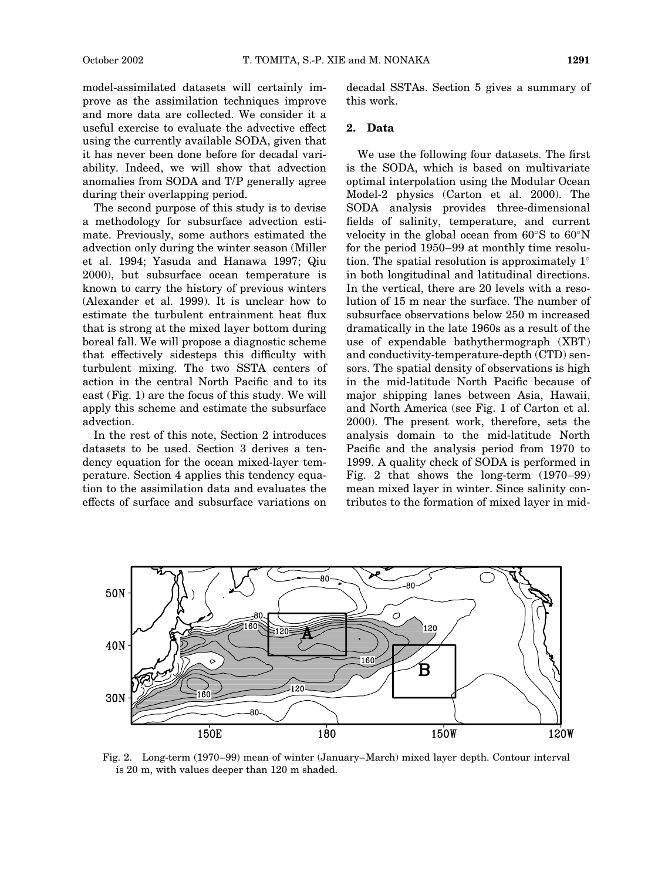model-assimilated datasets will certainly improve as the assimilation techniques improve and more data are collected. We consider it a useful exercise to evaluate the advective effect using the currently available SODA, given that it has never been done before for decadal variability. Indeed, we will show that advection anomalies from SODA and T/P generally agree during their overlapping period.

The second purpose of this study is to devise a methodology for subsurface advection estimate. Previously, some authors estimated the advection only during the winter season (Miller et al. 1994; Yasuda and Hanawa 1997; Qiu 2000), but subsurface ocean temperature is known to carry the history of previous winters (Alexander et al. 1999). It is unclear how to estimate the turbulent entrainment heat flux that is strong at the mixed layer bottom during boreal fall. We will propose a diagnostic scheme that effectively sidesteps this difficulty with turbulent mixing. The two SSTA centers of action in the central North Pacific and to its east (Fig. 1) are the focus of this study. We will apply this scheme and estimate the subsurface advection.

In the rest of this note, Section 2 introduces datasets to be used. Section 3 derives a tendency equation for the ocean mixed-layer temperature. Section 4 applies this tendency equation to the assimilation data and evaluates the effects of surface and subsurface variations on decadal SSTAs. Section 5 gives a summary of this work.

## 2. Data

We use the following four datasets. The first is the SODA, which is based on multivariate optimal interpolation using the Modular Ocean Model-2 physics (Carton et al. 2000). The SODA analysis provides three-dimensional fields of salinity, temperature, and current velocity in the global ocean from 60°S to 60°N for the period 1950–99 at monthly time resolution. The spatial resolution is approximately 1° in both longitudinal and latitudinal directions. In the vertical, there are 20 levels with a resolution of 15 m near the surface. The number of subsurface observations below 250 m increased dramatically in the late 1960s as a result of the use of expendable bathythermograph (XBT) and conductivity-temperature-depth (CTD) sensors. The spatial density of observations is high in the mid-latitude North Pacific because of major shipping lanes between Asia, Hawaii, and North America (see Fig. 1 of Carton et al. 2000). The present work, therefore, sets the analysis domain to the mid-latitude North Pacific and the analysis period from 1970 to 1999. A quality check of SODA is performed in Fig. 2 that shows the long-term (1970–99) mean mixed layer in winter. Since salinity contributes to the formation of mixed layer in mid-

Fig. 2. Long-term (1970–99) mean of winter (January–March) mixed layer depth. Contour interval is 20 m, with values deeper than 120 m shaded.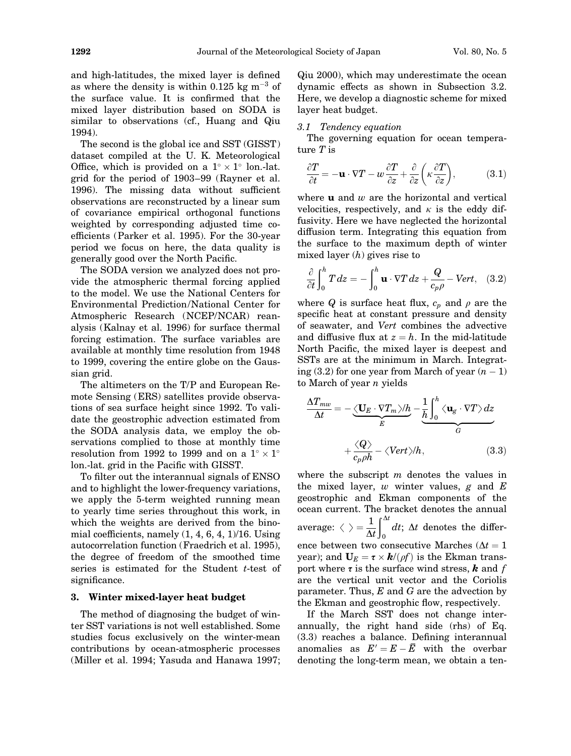and high-latitudes, the mixed layer is defined as where the density is within 0.125 kg m$^{-3}$ of the surface value. It is confirmed that the mixed layer distribution based on SODA is similar to observations (cf., Huang and Qiu 1994).

The second is the global ice and SST (GISST) dataset compiled at the U. K. Meteorological Office, which is provided on a $1^\circ \times 1^\circ$ lon.-lat. grid for the period of 1903–99 (Rayner et al. 1996). The missing data without sufficient observations are reconstructed by a linear sum of covariance empirical orthogonal functions weighted by corresponding adjusted time coefficients (Parker et al. 1995). For the 30-year period we focus on here, the data quality is generally good over the North Pacific.

The SODA version we analyzed does not provide the atmospheric thermal forcing applied to the model. We use the National Centers for Environmental Prediction/National Center for Atmospheric Research (NCEP/NCAR) reanalysis (Kalnay et al. 1996) for surface thermal forcing estimation. The surface variables are available at monthly time resolution from 1948 to 1999, covering the entire globe on the Gaussian grid.

The altimeters on the T/P and European Remote Sensing (ERS) satellites provide observations of sea surface height since 1992. To validate the geostrophic advection estimated from the SODA analysis data, we employ the observations complied to those at monthly time resolution from 1992 to 1999 and on a $1^\circ \times 1^\circ$ lon.-lat. grid in the Pacific with GISST.

To filter out the interannual signals of ENSO and to highlight the lower-frequency variations, we apply the 5-term weighted running mean to yearly time series throughout this work, in which the weights are derived from the binomial coefficients, namely (1, 4, 6, 4, 1)/16. Using autocorrelation function (Fraedrich et al. 1995), the degree of freedom of the smoothed time series is estimated for the Student $t$-test of significance.

## 3. Winter mixed-layer heat budget

The method of diagnosing the budget of winter SST variations is not well established. Some studies focus exclusively on the winter-mean contributions by ocean-atmospheric processes (Miller et al. 1994; Yasuda and Hanawa 1997; Qiu 2000), which may underestimate the ocean dynamic effects as shown in Subsection 3.2. Here, we develop a diagnostic scheme for mixed layer heat budget.

### 3.1 Tendency equation

The governing equation for ocean temperature $T$ is

$$\frac{\partial T}{\partial t} = -\mathbf{u}\cdot\nabla T - w\frac{\partial T}{\partial z} + \frac{\partial}{\partial z}\left(\kappa\frac{\partial T}{\partial z}\right), \tag{3.1}$$

where $\mathbf{u}$ and $w$ are the horizontal and vertical velocities, respectively, and $\kappa$ is the eddy diffusivity. Here we have neglected the horizontal diffusion term. Integrating this equation from the surface to the maximum depth of winter mixed layer ($h$) gives rise to

$$\frac{\partial}{\partial t}\int_0^h T\,dz = -\int_0^h \mathbf{u}\cdot\nabla T\,dz + \frac{Q}{c_p\rho} - Vert, \tag{3.2}$$

where $Q$ is surface heat flux, $c_p$ and $\rho$ are the specific heat at constant pressure and density of seawater, and $Vert$ combines the advective and diffusive flux at $z = h$. In the mid-latitude North Pacific, the mixed layer is deepest and SSTs are at the minimum in March. Integrating (3.2) for one year from March of year $(n-1)$ to March of year $n$ yields

$$\frac{\Delta T_{mw}}{\Delta t} = -\underbrace{\langle \mathbf{U}_E\cdot\nabla T_m\rangle/h}_{E} - \underbrace{\frac{1}{h}\int_0^h \langle \mathbf{u}_g\cdot\nabla T\rangle\,dz}_{G} + \frac{\langle Q\rangle}{c_p\rho h} - \langle Vert\rangle/h, \tag{3.3}$$

where the subscript $m$ denotes the values in the mixed layer, $w$ winter values, $g$ and $E$ geostrophic and Ekman components of the ocean current. The bracket denotes the annual average: $\langle\ \rangle = \frac{1}{\Delta t}\int_0^{\Delta t} dt$; $\Delta t$ denotes the difference between two consecutive Marches ($\Delta t = 1$ year); and $\mathbf{U}_E = \boldsymbol{\tau}\times\boldsymbol{k}/(\rho f)$ is the Ekman transport where $\boldsymbol{\tau}$ is the surface wind stress, $\boldsymbol{k}$ and $f$ are the vertical unit vector and the Coriolis parameter. Thus, $E$ and $G$ are the advection by the Ekman and geostrophic flow, respectively.

If the March SST does not change interannually, the right hand side (rhs) of Eq. (3.3) reaches a balance. Defining interannual anomalies as $E' = E - \bar{E}$ with the overbar denoting the long-term mean, we obtain a ten-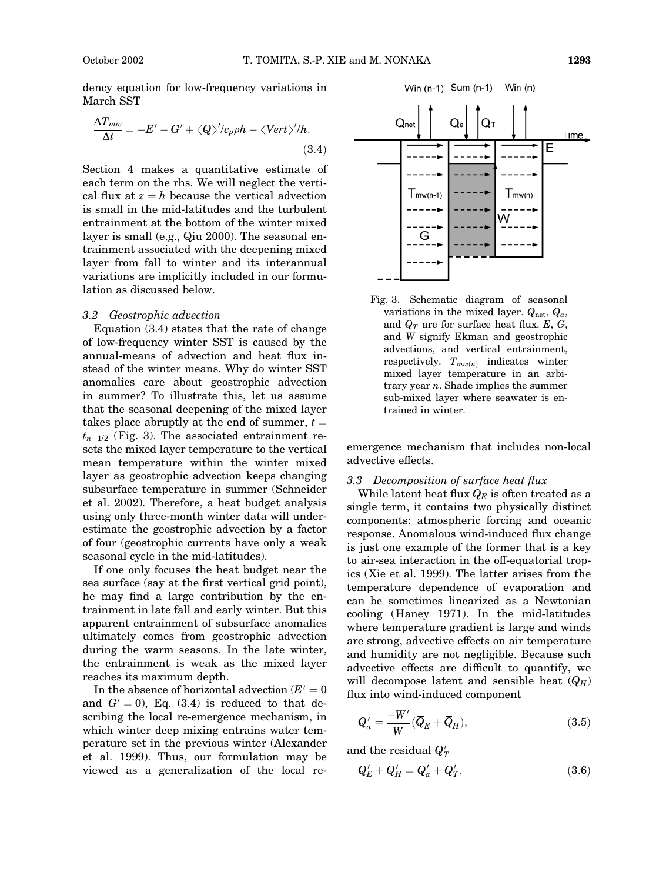dency equation for low-frequency variations in March SST

$$\frac{\Delta T_{mw}}{\Delta t} = -E' - G' + \langle Q \rangle' / c_p \rho h - \langle Vert \rangle' / h. \tag{3.4}$$

Section 4 makes a quantitative estimate of each term on the rhs. We will neglect the vertical flux at $z = h$ because the vertical advection is small in the mid-latitudes and the turbulent entrainment at the bottom of the winter mixed layer is small (e.g., Qiu 2000). The seasonal entrainment associated with the deepening mixed layer from fall to winter and its interannual variations are implicitly included in our formulation as discussed below.

### 3.2 Geostrophic advection

Equation (3.4) states that the rate of change of low-frequency winter SST is caused by the annual-means of advection and heat flux instead of the winter means. Why do winter SST anomalies care about geostrophic advection in summer? To illustrate this, let us assume that the seasonal deepening of the mixed layer takes place abruptly at the end of summer, $t = t_{n-1/2}$ (Fig. 3). The associated entrainment resets the mixed layer temperature to the vertical mean temperature within the winter mixed layer as geostrophic advection keeps changing subsurface temperature in summer (Schneider et al. 2002). Therefore, a heat budget analysis using only three-month winter data will underestimate the geostrophic advection by a factor of four (geostrophic currents have only a weak seasonal cycle in the mid-latitudes).

If one only focuses the heat budget near the sea surface (say at the first vertical grid point), he may find a large contribution by the entrainment in late fall and early winter. But this apparent entrainment of subsurface anomalies ultimately comes from geostrophic advection during the warm seasons. In the late winter, the entrainment is weak as the mixed layer reaches its maximum depth.

In the absence of horizontal advection ($E' = 0$ and $G' = 0$), Eq. (3.4) is reduced to that describing the local re-emergence mechanism, in which winter deep mixing entrains water temperature set in the previous winter (Alexander et al. 1999). Thus, our formulation may be viewed as a generalization of the local re-emergence mechanism that includes non-local advective effects.

Fig. 3. Schematic diagram of seasonal variations in the mixed layer. $Q_{net}$, $Q_a$, and $Q_T$ are for surface heat flux. $E$, $G$, and $W$ signify Ekman and geostrophic advections, and vertical entrainment, respectively. $T_{mw(n)}$ indicates winter mixed layer temperature in an arbitrary year $n$. Shade implies the summer sub-mixed layer where seawater is entrained in winter.

### 3.3 Decomposition of surface heat flux

While latent heat flux $Q_E$ is often treated as a single term, it contains two physically distinct components: atmospheric forcing and oceanic response. Anomalous wind-induced flux change is just one example of the former that is a key to air-sea interaction in the off-equatorial tropics (Xie et al. 1999). The latter arises from the temperature dependence of evaporation and can be sometimes linearized as a Newtonian cooling (Haney 1971). In the mid-latitudes where temperature gradient is large and winds are strong, advective effects on air temperature and humidity are not negligible. Because such advective effects are difficult to quantify, we will decompose latent and sensible heat ($Q_H$) flux into wind-induced component

$$Q_a' = \frac{-W'}{\overline{W}} (\overline{Q}_E + \overline{Q}_H), \tag{3.5}$$

and the residual $Q_T'$

$$Q_E' + Q_H' = Q_a' + Q_T', \tag{3.6}$$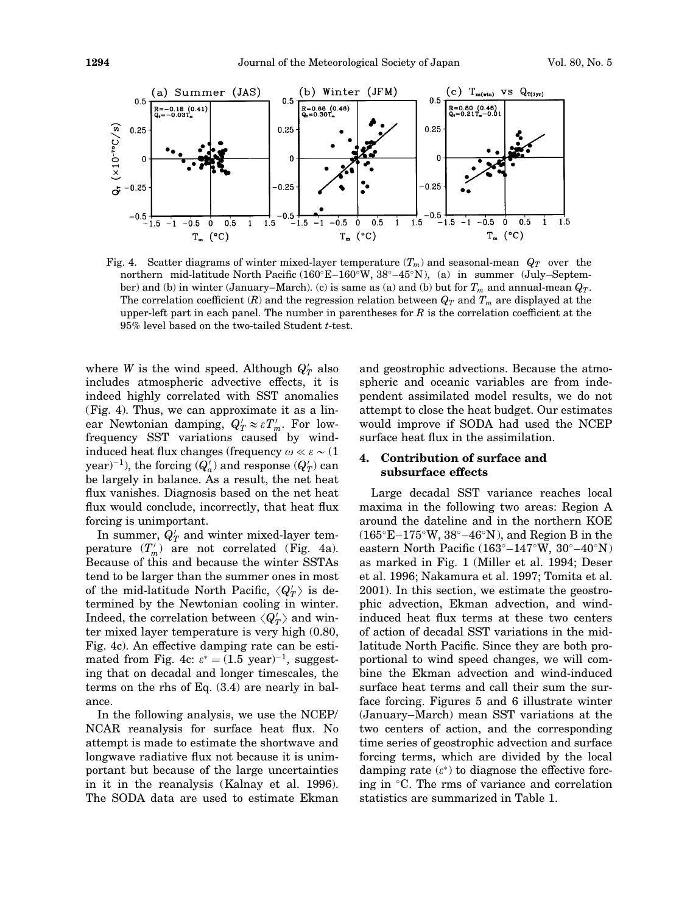Fig. 4. Scatter diagrams of winter mixed-layer temperature ($T_m$) and seasonal-mean $Q_T$ over the northern mid-latitude North Pacific (160°E–160°W, 38°–45°N), (a) in summer (July–September) and (b) in winter (January–March). (c) is same as (a) and (b) but for $T_m$ and annual-mean $Q_T$. The correlation coefficient ($R$) and the regression relation between $Q_T$ and $T_m$ are displayed at the upper-left part in each panel. The number in parentheses for $R$ is the correlation coefficient at the 95% level based on the two-tailed Student $t$-test.

where $W$ is the wind speed. Although $Q'_T$ also includes atmospheric advective effects, it is indeed highly correlated with SST anomalies (Fig. 4). Thus, we can approximate it as a linear Newtonian damping, $Q'_T \approx \varepsilon T'_m$. For low-frequency SST variations caused by wind-induced heat flux changes (frequency $\omega \ll \varepsilon \sim (1\ \text{year})^{-1}$), the forcing ($Q'_a$) and response ($Q'_T$) can be largely in balance. As a result, the net heat flux vanishes. Diagnosis based on the net heat flux would conclude, incorrectly, that heat flux forcing is unimportant.

In summer, $Q'_T$ and winter mixed-layer temperature ($T'_m$) are not correlated (Fig. 4a). Because of this and because the winter SSTAs tend to be larger than the summer ones in most of the mid-latitude North Pacific, $\langle Q'_T \rangle$ is determined by the Newtonian cooling in winter. Indeed, the correlation between $\langle Q'_T \rangle$ and winter mixed layer temperature is very high (0.80, Fig. 4c). An effective damping rate can be estimated from Fig. 4c: $\varepsilon^* = (1.5\ \text{year})^{-1}$, suggesting that on decadal and longer timescales, the terms on the rhs of Eq. (3.4) are nearly in balance.

In the following analysis, we use the NCEP/NCAR reanalysis for surface heat flux. No attempt is made to estimate the shortwave and longwave radiative flux not because it is unimportant but because of the large uncertainties in it in the reanalysis (Kalnay et al. 1996). The SODA data are used to estimate Ekman and geostrophic advections. Because the atmospheric and oceanic variables are from independent assimilated model results, we do not attempt to close the heat budget. Our estimates would improve if SODA had used the NCEP surface heat flux in the assimilation.

## 4. Contribution of surface and subsurface effects

Large decadal SST variance reaches local maxima in the following two areas: Region A around the dateline and in the northern KOE (165°E–175°W, 38°–46°N), and Region B in the eastern North Pacific (163°–147°W, 30°–40°N) as marked in Fig. 1 (Miller et al. 1994; Deser et al. 1996; Nakamura et al. 1997; Tomita et al. 2001). In this section, we estimate the geostrophic advection, Ekman advection, and wind-induced heat flux terms at these two centers of action of decadal SST variations in the mid-latitude North Pacific. Since they are both proportional to wind speed changes, we will combine the Ekman advection and wind-induced surface heat terms and call their sum the surface forcing. Figures 5 and 6 illustrate winter (January–March) mean SST variations at the two centers of action, and the corresponding time series of geostrophic advection and surface forcing terms, which are divided by the local damping rate ($\varepsilon^*$) to diagnose the effective forcing in °C. The rms of variance and correlation statistics are summarized in Table 1.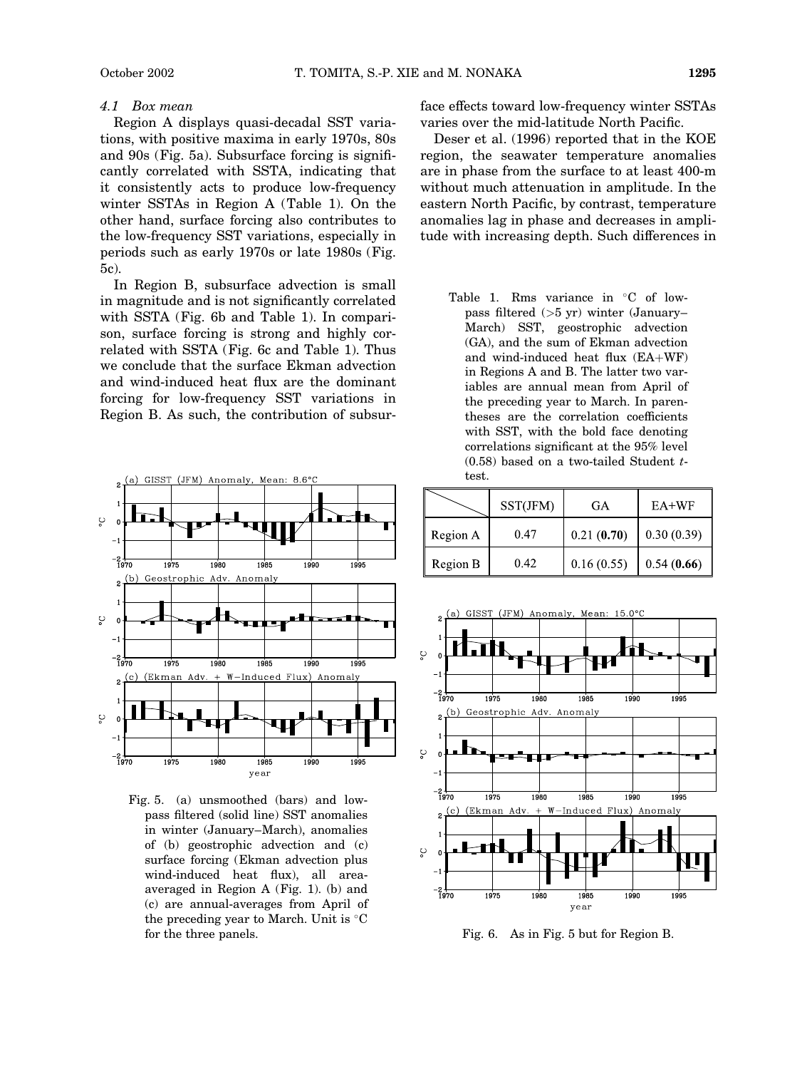### 4.1 Box mean

Region A displays quasi-decadal SST variations, with positive maxima in early 1970s, 80s and 90s (Fig. 5a). Subsurface forcing is significantly correlated with SSTA, indicating that it consistently acts to produce low-frequency winter SSTAs in Region A (Table 1). On the other hand, surface forcing also contributes to the low-frequency SST variations, especially in periods such as early 1970s or late 1980s (Fig. 5c).

In Region B, subsurface advection is small in magnitude and is not significantly correlated with SSTA (Fig. 6b and Table 1). In comparison, surface forcing is strong and highly correlated with SSTA (Fig. 6c and Table 1). Thus we conclude that the surface Ekman advection and wind-induced heat flux are the dominant forcing for low-frequency SST variations in Region B. As such, the contribution of subsurface effects toward low-frequency winter SSTAs varies over the mid-latitude North Pacific.

Deser et al. (1996) reported that in the KOE region, the seawater temperature anomalies are in phase from the surface to at least 400-m without much attenuation in amplitude. In the eastern North Pacific, by contrast, temperature anomalies lag in phase and decreases in amplitude with increasing depth. Such differences in

Table 1. Rms variance in °C of low-pass filtered (>5 yr) winter (January–March) SST, geostrophic advection (GA), and the sum of Ekman advection and wind-induced heat flux (EA+WF) in Regions A and B. The latter two variables are annual mean from April of the preceding year to March. In parentheses are the correlation coefficients with SST, with the bold face denoting correlations significant at the 95% level (0.58) based on a two-tailed Student *t*-test.

| | SST(JFM) | GA | EA+WF |
|---|---|---|---|
| Region A | 0.47 | 0.21 (**0.70**) | 0.30 (0.39) |
| Region B | 0.42 | 0.16 (0.55) | 0.54 (**0.66**) |

Fig. 5. (a) unsmoothed (bars) and low-pass filtered (solid line) SST anomalies in winter (January–March), anomalies of (b) geostrophic advection and (c) surface forcing (Ekman advection plus wind-induced heat flux), all area-averaged in Region A (Fig. 1). (b) and (c) are annual-averages from April of the preceding year to March. Unit is °C for the three panels.

Fig. 6. As in Fig. 5 but for Region B.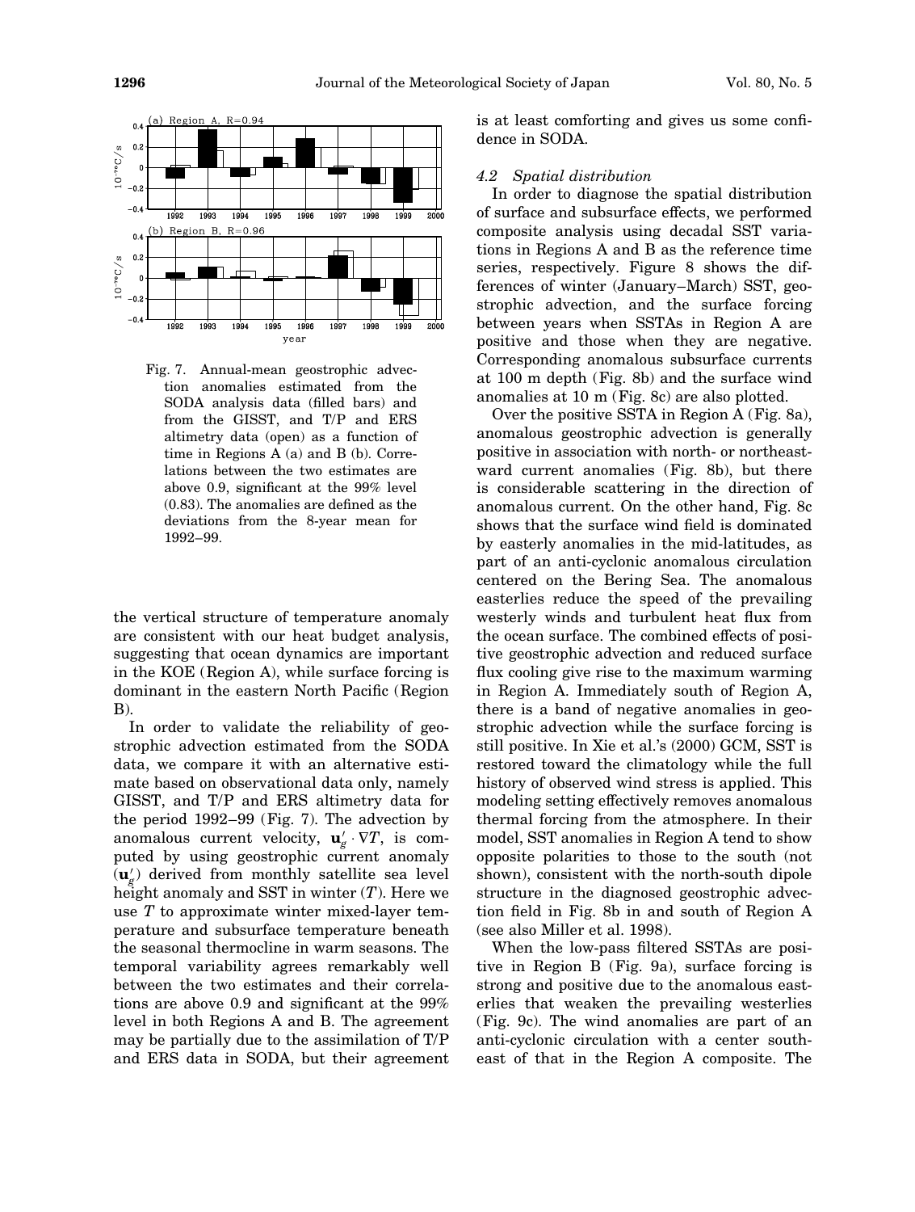Fig. 7. Annual-mean geostrophic advection anomalies estimated from the SODA analysis data (filled bars) and from the GISST, and T/P and ERS altimetry data (open) as a function of time in Regions A (a) and B (b). Correlations between the two estimates are above 0.9, significant at the 99% level (0.83). The anomalies are defined as the deviations from the 8-year mean for 1992–99.

the vertical structure of temperature anomaly are consistent with our heat budget analysis, suggesting that ocean dynamics are important in the KOE (Region A), while surface forcing is dominant in the eastern North Pacific (Region B).

In order to validate the reliability of geostrophic advection estimated from the SODA data, we compare it with an alternative estimate based on observational data only, namely GISST, and T/P and ERS altimetry data for the period 1992–99 (Fig. 7). The advection by anomalous current velocity, $\mathbf{u}_g' \cdot \nabla T$, is computed by using geostrophic current anomaly ($\mathbf{u}_g'$) derived from monthly satellite sea level height anomaly and SST in winter ($T$). Here we use $T$ to approximate winter mixed-layer temperature and subsurface temperature beneath the seasonal thermocline in warm seasons. The temporal variability agrees remarkably well between the two estimates and their correlations are above 0.9 and significant at the 99% level in both Regions A and B. The agreement may be partially due to the assimilation of T/P and ERS data in SODA, but their agreement is at least comforting and gives us some confidence in SODA.

### *4.2 Spatial distribution*

In order to diagnose the spatial distribution of surface and subsurface effects, we performed composite analysis using decadal SST variations in Regions A and B as the reference time series, respectively. Figure 8 shows the differences of winter (January–March) SST, geostrophic advection, and the surface forcing between years when SSTAs in Region A are positive and those when they are negative. Corresponding anomalous subsurface currents at 100 m depth (Fig. 8b) and the surface wind anomalies at 10 m (Fig. 8c) are also plotted.

Over the positive SSTA in Region A (Fig. 8a), anomalous geostrophic advection is generally positive in association with north- or northeastward current anomalies (Fig. 8b), but there is considerable scattering in the direction of anomalous current. On the other hand, Fig. 8c shows that the surface wind field is dominated by easterly anomalies in the mid-latitudes, as part of an anti-cyclonic anomalous circulation centered on the Bering Sea. The anomalous easterlies reduce the speed of the prevailing westerly winds and turbulent heat flux from the ocean surface. The combined effects of positive geostrophic advection and reduced surface flux cooling give rise to the maximum warming in Region A. Immediately south of Region A, there is a band of negative anomalies in geostrophic advection while the surface forcing is still positive. In Xie et al.'s (2000) GCM, SST is restored toward the climatology while the full history of observed wind stress is applied. This modeling setting effectively removes anomalous thermal forcing from the atmosphere. In their model, SST anomalies in Region A tend to show opposite polarities to those to the south (not shown), consistent with the north-south dipole structure in the diagnosed geostrophic advection field in Fig. 8b in and south of Region A (see also Miller et al. 1998).

When the low-pass filtered SSTAs are positive in Region B (Fig. 9a), surface forcing is strong and positive due to the anomalous easterlies that weaken the prevailing westerlies (Fig. 9c). The wind anomalies are part of an anti-cyclonic circulation with a center southeast of that in the Region A composite. The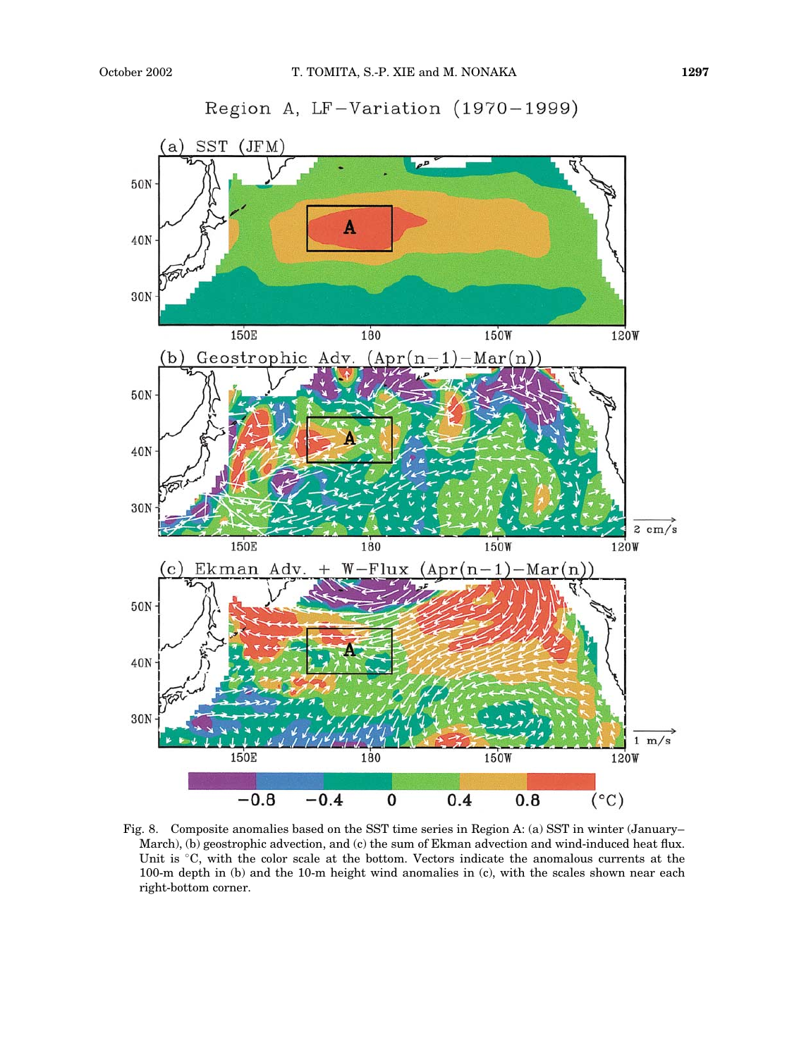Fig. 8. Composite anomalies based on the SST time series in Region A: (a) SST in winter (January–March), (b) geostrophic advection, and (c) the sum of Ekman advection and wind-induced heat flux. Unit is °C, with the color scale at the bottom. Vectors indicate the anomalous currents at the 100-m depth in (b) and the 10-m height wind anomalies in (c), with the scales shown near each right-bottom corner.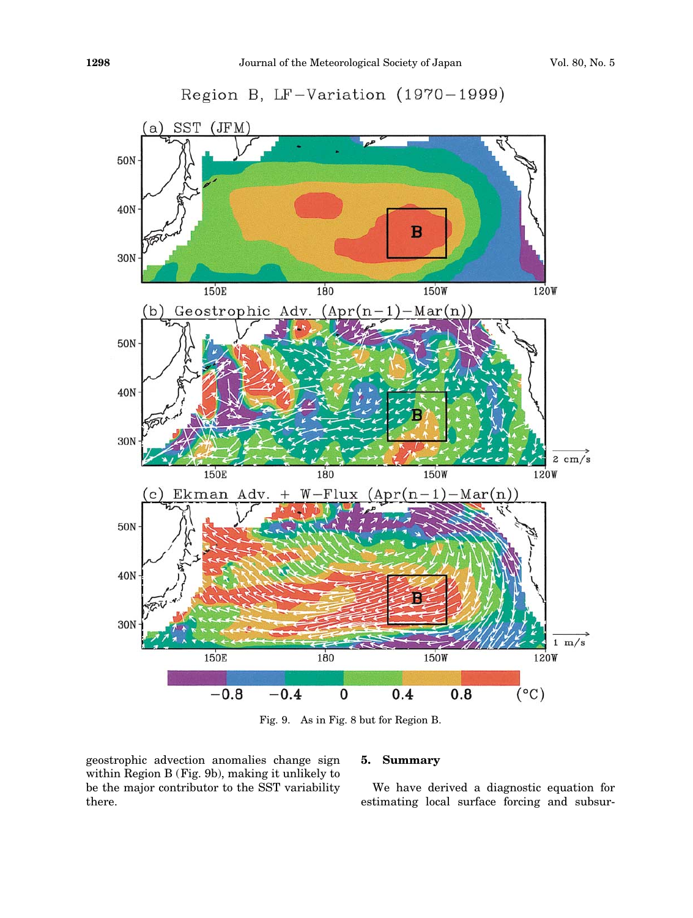Fig. 9. As in Fig. 8 but for Region B.

geostrophic advection anomalies change sign within Region B (Fig. 9b), making it unlikely to be the major contributor to the SST variability there.

## 5. Summary

We have derived a diagnostic equation for estimating local surface forcing and subsur-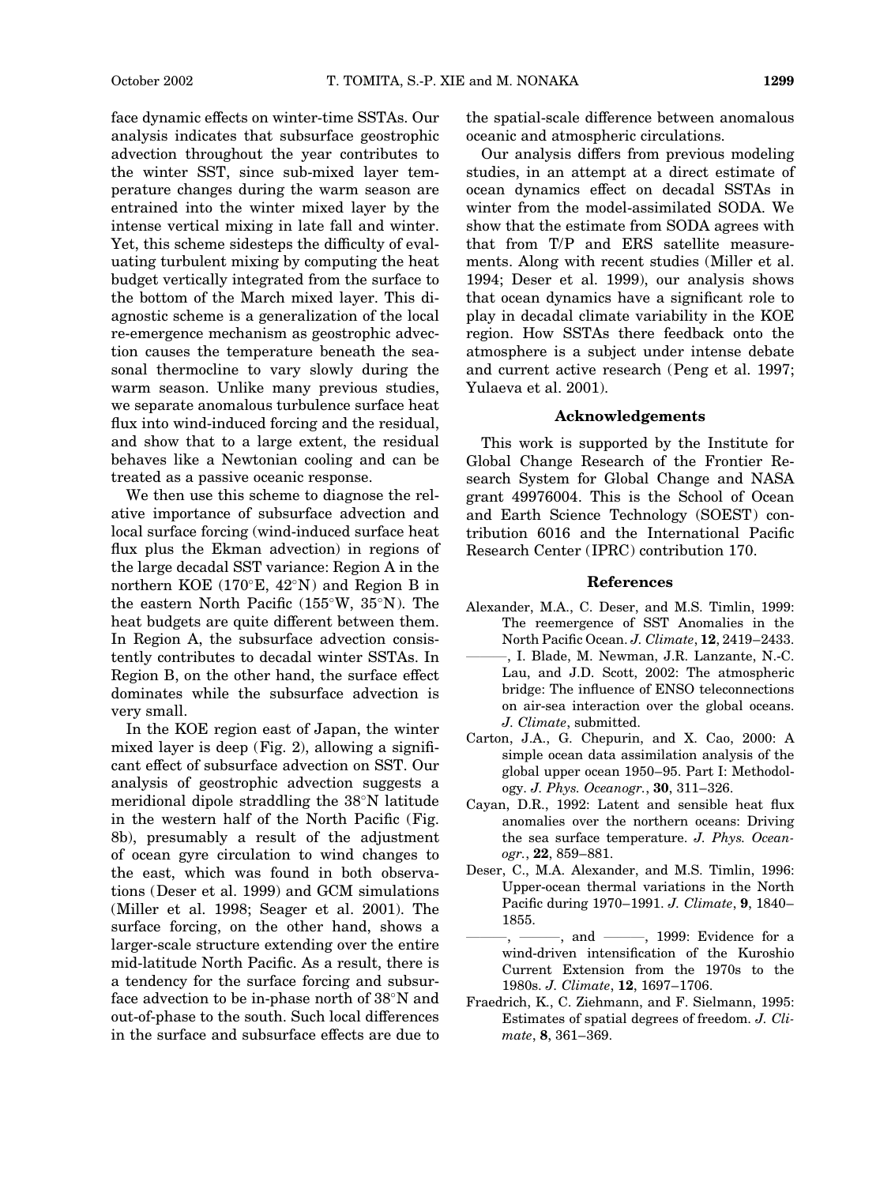face dynamic effects on winter-time SSTAs. Our analysis indicates that subsurface geostrophic advection throughout the year contributes to the winter SST, since sub-mixed layer temperature changes during the warm season are entrained into the winter mixed layer by the intense vertical mixing in late fall and winter. Yet, this scheme sidesteps the difficulty of evaluating turbulent mixing by computing the heat budget vertically integrated from the surface to the bottom of the March mixed layer. This diagnostic scheme is a generalization of the local re-emergence mechanism as geostrophic advection causes the temperature beneath the seasonal thermocline to vary slowly during the warm season. Unlike many previous studies, we separate anomalous turbulence surface heat flux into wind-induced forcing and the residual, and show that to a large extent, the residual behaves like a Newtonian cooling and can be treated as a passive oceanic response.

We then use this scheme to diagnose the relative importance of subsurface advection and local surface forcing (wind-induced surface heat flux plus the Ekman advection) in regions of the large decadal SST variance: Region A in the northern KOE (170°E, 42°N) and Region B in the eastern North Pacific (155°W, 35°N). The heat budgets are quite different between them. In Region A, the subsurface advection consistently contributes to decadal winter SSTAs. In Region B, on the other hand, the surface effect dominates while the subsurface advection is very small.

In the KOE region east of Japan, the winter mixed layer is deep (Fig. 2), allowing a significant effect of subsurface advection on SST. Our analysis of geostrophic advection suggests a meridional dipole straddling the 38°N latitude in the western half of the North Pacific (Fig. 8b), presumably a result of the adjustment of ocean gyre circulation to wind changes to the east, which was found in both observations (Deser et al. 1999) and GCM simulations (Miller et al. 1998; Seager et al. 2001). The surface forcing, on the other hand, shows a larger-scale structure extending over the entire mid-latitude North Pacific. As a result, there is a tendency for the surface forcing and subsurface advection to be in-phase north of 38°N and out-of-phase to the south. Such local differences in the surface and subsurface effects are due to the spatial-scale difference between anomalous oceanic and atmospheric circulations.

Our analysis differs from previous modeling studies, in an attempt at a direct estimate of ocean dynamics effect on decadal SSTAs in winter from the model-assimilated SODA. We show that the estimate from SODA agrees with that from T/P and ERS satellite measurements. Along with recent studies (Miller et al. 1994; Deser et al. 1999), our analysis shows that ocean dynamics have a significant role to play in decadal climate variability in the KOE region. How SSTAs there feedback onto the atmosphere is a subject under intense debate and current active research (Peng et al. 1997; Yulaeva et al. 2001).

## Acknowledgements

This work is supported by the Institute for Global Change Research of the Frontier Research System for Global Change and NASA grant 49976004. This is the School of Ocean and Earth Science Technology (SOEST) contribution 6016 and the International Pacific Research Center (IPRC) contribution 170.

## References

Alexander, M.A., C. Deser, and M.S. Timlin, 1999: The reemergence of SST Anomalies in the North Pacific Ocean. *J. Climate*, **12**, 2419–2433.

———, I. Blade, M. Newman, J.R. Lanzante, N.-C. Lau, and J.D. Scott, 2002: The atmospheric bridge: The influence of ENSO teleconnections on air-sea interaction over the global oceans. *J. Climate*, submitted.

Carton, J.A., G. Chepurin, and X. Cao, 2000: A simple ocean data assimilation analysis of the global upper ocean 1950–95. Part I: Methodology. *J. Phys. Oceanogr.*, **30**, 311–326.

Cayan, D.R., 1992: Latent and sensible heat flux anomalies over the northern oceans: Driving the sea surface temperature. *J. Phys. Oceanogr.*, **22**, 859–881.

Deser, C., M.A. Alexander, and M.S. Timlin, 1996: Upper-ocean thermal variations in the North Pacific during 1970–1991. *J. Climate*, **9**, 1840–1855.

———, ———, and ———, 1999: Evidence for a wind-driven intensification of the Kuroshio Current Extension from the 1970s to the 1980s. *J. Climate*, **12**, 1697–1706.

Fraedrich, K., C. Ziehmann, and F. Sielmann, 1995: Estimates of spatial degrees of freedom. *J. Climate*, **8**, 361–369.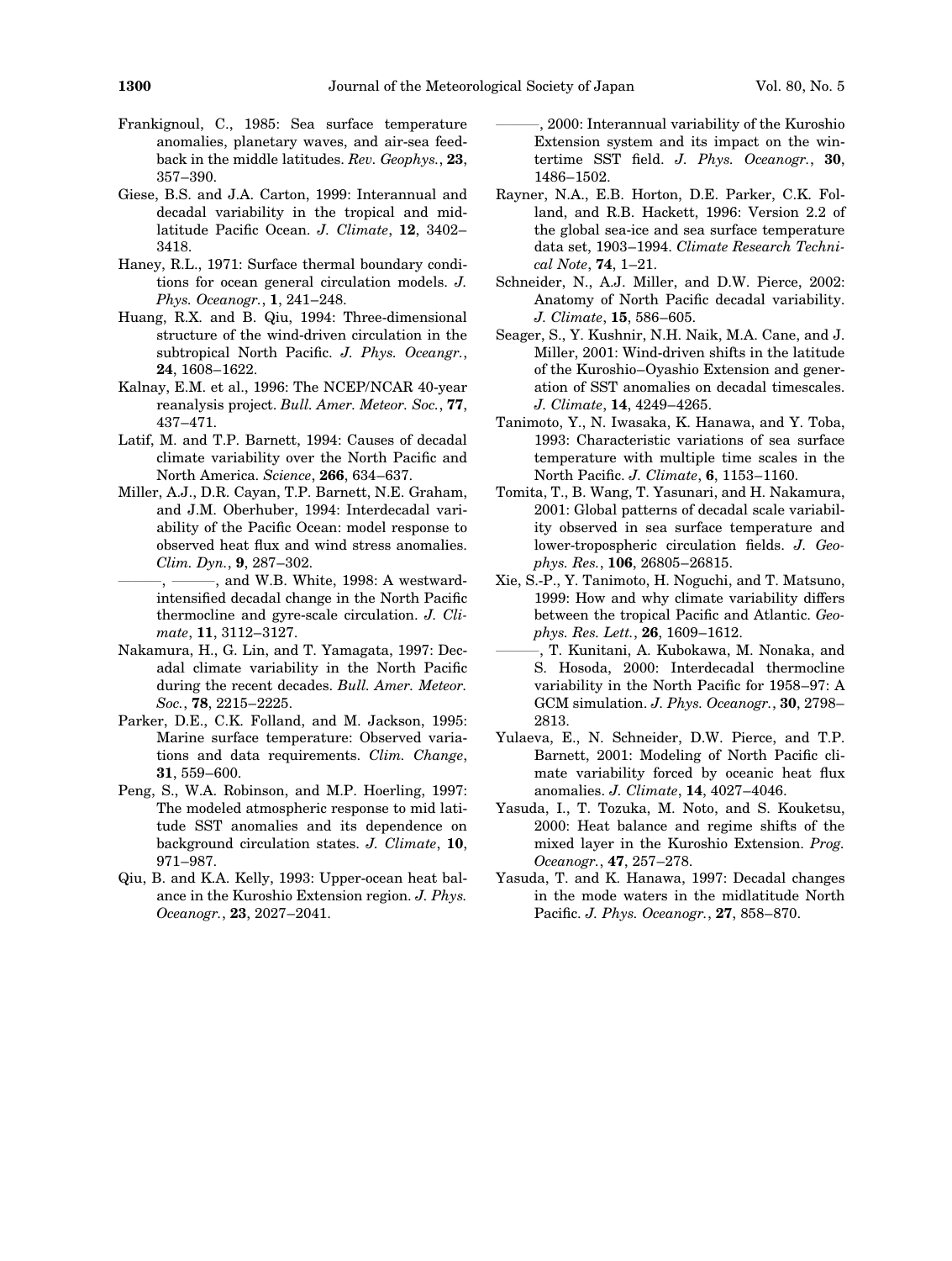Frankignoul, C., 1985: Sea surface temperature anomalies, planetary waves, and air-sea feedback in the middle latitudes. *Rev. Geophys.*, **23**, 357–390.

Giese, B.S. and J.A. Carton, 1999: Interannual and decadal variability in the tropical and midlatitude Pacific Ocean. *J. Climate*, **12**, 3402–3418.

Haney, R.L., 1971: Surface thermal boundary conditions for ocean general circulation models. *J. Phys. Oceanogr.*, **1**, 241–248.

Huang, R.X. and B. Qiu, 1994: Three-dimensional structure of the wind-driven circulation in the subtropical North Pacific. *J. Phys. Oceangr.*, **24**, 1608–1622.

Kalnay, E.M. et al., 1996: The NCEP/NCAR 40-year reanalysis project. *Bull. Amer. Meteor. Soc.*, **77**, 437–471.

Latif, M. and T.P. Barnett, 1994: Causes of decadal climate variability over the North Pacific and North America. *Science*, **266**, 634–637.

Miller, A.J., D.R. Cayan, T.P. Barnett, N.E. Graham, and J.M. Oberhuber, 1994: Interdecadal variability of the Pacific Ocean: model response to observed heat flux and wind stress anomalies. *Clim. Dyn.*, **9**, 287–302.

———, ———, and W.B. White, 1998: A westward-intensified decadal change in the North Pacific thermocline and gyre-scale circulation. *J. Climate*, **11**, 3112–3127.

Nakamura, H., G. Lin, and T. Yamagata, 1997: Decadal climate variability in the North Pacific during the recent decades. *Bull. Amer. Meteor. Soc.*, **78**, 2215–2225.

Parker, D.E., C.K. Folland, and M. Jackson, 1995: Marine surface temperature: Observed variations and data requirements. *Clim. Change*, **31**, 559–600.

Peng, S., W.A. Robinson, and M.P. Hoerling, 1997: The modeled atmospheric response to mid latitude SST anomalies and its dependence on background circulation states. *J. Climate*, **10**, 971–987.

Qiu, B. and K.A. Kelly, 1993: Upper-ocean heat balance in the Kuroshio Extension region. *J. Phys. Oceanogr.*, **23**, 2027–2041.

———, 2000: Interannual variability of the Kuroshio Extension system and its impact on the wintertime SST field. *J. Phys. Oceanogr.*, **30**, 1486–1502.

Rayner, N.A., E.B. Horton, D.E. Parker, C.K. Folland, and R.B. Hackett, 1996: Version 2.2 of the global sea-ice and sea surface temperature data set, 1903–1994. *Climate Research Technical Note*, **74**, 1–21.

Schneider, N., A.J. Miller, and D.W. Pierce, 2002: Anatomy of North Pacific decadal variability. *J. Climate*, **15**, 586–605.

Seager, S., Y. Kushnir, N.H. Naik, M.A. Cane, and J. Miller, 2001: Wind-driven shifts in the latitude of the Kuroshio–Oyashio Extension and generation of SST anomalies on decadal timescales. *J. Climate*, **14**, 4249–4265.

Tanimoto, Y., N. Iwasaka, K. Hanawa, and Y. Toba, 1993: Characteristic variations of sea surface temperature with multiple time scales in the North Pacific. *J. Climate*, **6**, 1153–1160.

Tomita, T., B. Wang, T. Yasunari, and H. Nakamura, 2001: Global patterns of decadal scale variability observed in sea surface temperature and lower-tropospheric circulation fields. *J. Geophys. Res.*, **106**, 26805–26815.

Xie, S.-P., Y. Tanimoto, H. Noguchi, and T. Matsuno, 1999: How and why climate variability differs between the tropical Pacific and Atlantic. *Geophys. Res. Lett.*, **26**, 1609–1612.

———, T. Kunitani, A. Kubokawa, M. Nonaka, and S. Hosoda, 2000: Interdecadal thermocline variability in the North Pacific for 1958–97: A GCM simulation. *J. Phys. Oceanogr.*, **30**, 2798–2813.

Yulaeva, E., N. Schneider, D.W. Pierce, and T.P. Barnett, 2001: Modeling of North Pacific climate variability forced by oceanic heat flux anomalies. *J. Climate*, **14**, 4027–4046.

Yasuda, I., T. Tozuka, M. Noto, and S. Kouketsu, 2000: Heat balance and regime shifts of the mixed layer in the Kuroshio Extension. *Prog. Oceanogr.*, **47**, 257–278.

Yasuda, T. and K. Hanawa, 1997: Decadal changes in the mode waters in the midlatitude North Pacific. *J. Phys. Oceanogr.*, **27**, 858–870.